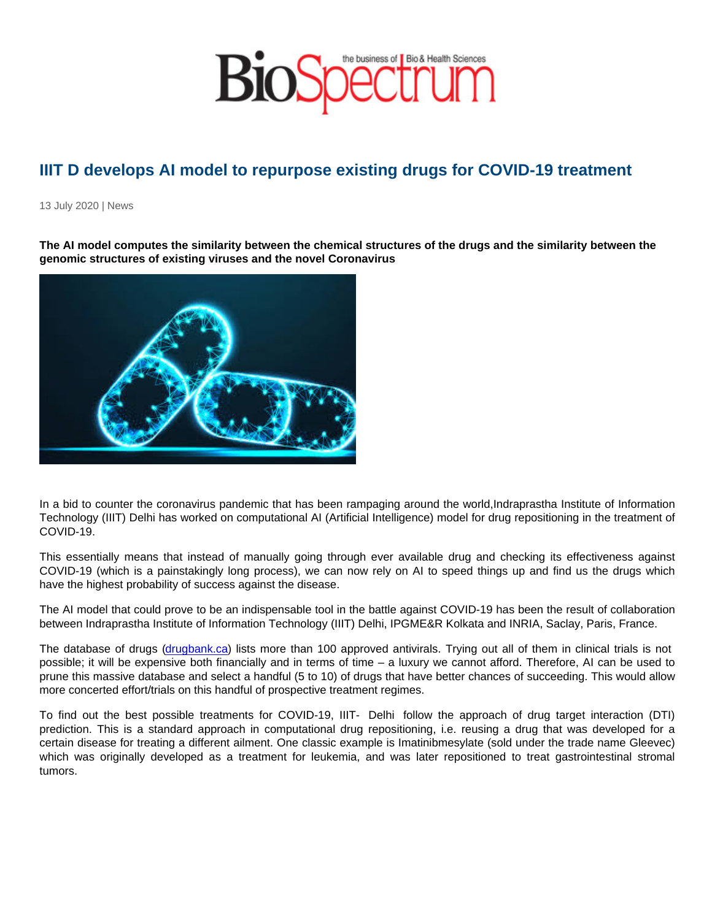# IIIT D develops AI model to repurpose existing drugs for COVID-19 treatment

13 July 2020 | News

**The AI model computes the similarity between the chemical structures of the drugs and the similarity between the genomic structures of existing viruses and the novel Coronavirus**

In a bid to counter the coronavirus pandemic that has been rampaging around the world,Indraprastha Institute of Information Technology (IIIT) Delhi has worked on computational AI (Artificial Intelligence) model for drug repositioning in the treatment of COVID-19.

This essentially means that instead of manually going through ever available drug and checking its effectiveness against COVID-19 (which is a painstakingly long process), we can now rely on AI to speed things up and find us the drugs which have the highest probability of success against the disease.

The AI model that could prove to be an indispensable tool in the battle against COVID-19 has been the result of collaboration between Indraprastha Institute of Information Technology (IIIT) Delhi, IPGME&R Kolkata and INRIA, Saclay, Paris, France.

The database of drugs (drugbank.ca) lists more than 100 approved antivirals. Trying out all of them in clinical trials is not possible; it will be expensive both financially and in terms of time – a luxury we cannot afford. Therefore, AI can be used to prune this massive database and select a handful (5 to 10) of drugs that have better chances of succeeding. This would allow more concerted effort/trials on this handful of prospective treatment regimes.

To find out the best possible treatments for COVID-19, IIIT- Delhi follow the approach of drug target interaction (DTI) prediction. This is a standard approach in computational drug repositioning, i.e. reusing a drug that was developed for a certain disease for treating a different ailment. One classic example is Imatinibmesylate (sold under the trade name Gleevec) which was originally developed as a treatment for leukemia, and was later repositioned to treat gastrointestinal stromal tumors.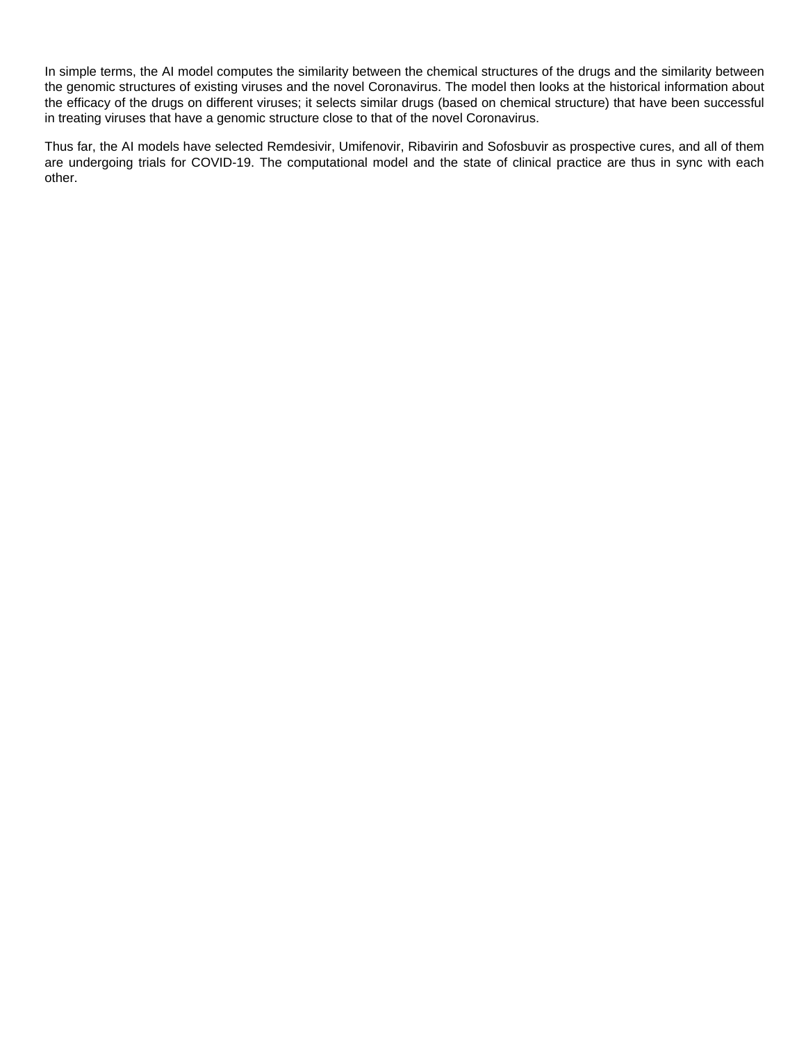In simple terms, the AI model computes the similarity between the chemical structures of the drugs and the similarity between the genomic structures of existing viruses and the novel Coronavirus. The model then looks at the historical information about the efficacy of the drugs on different viruses; it selects similar drugs (based on chemical structure) that have been successful in treating viruses that have a genomic structure close to that of the novel Coronavirus.

Thus far, the AI models have selected Remdesivir, Umifenovir, Ribavirin and Sofosbuvir as prospective cures, and all of them are undergoing trials for COVID-19. The computational model and the state of clinical practice are thus in sync with each other.